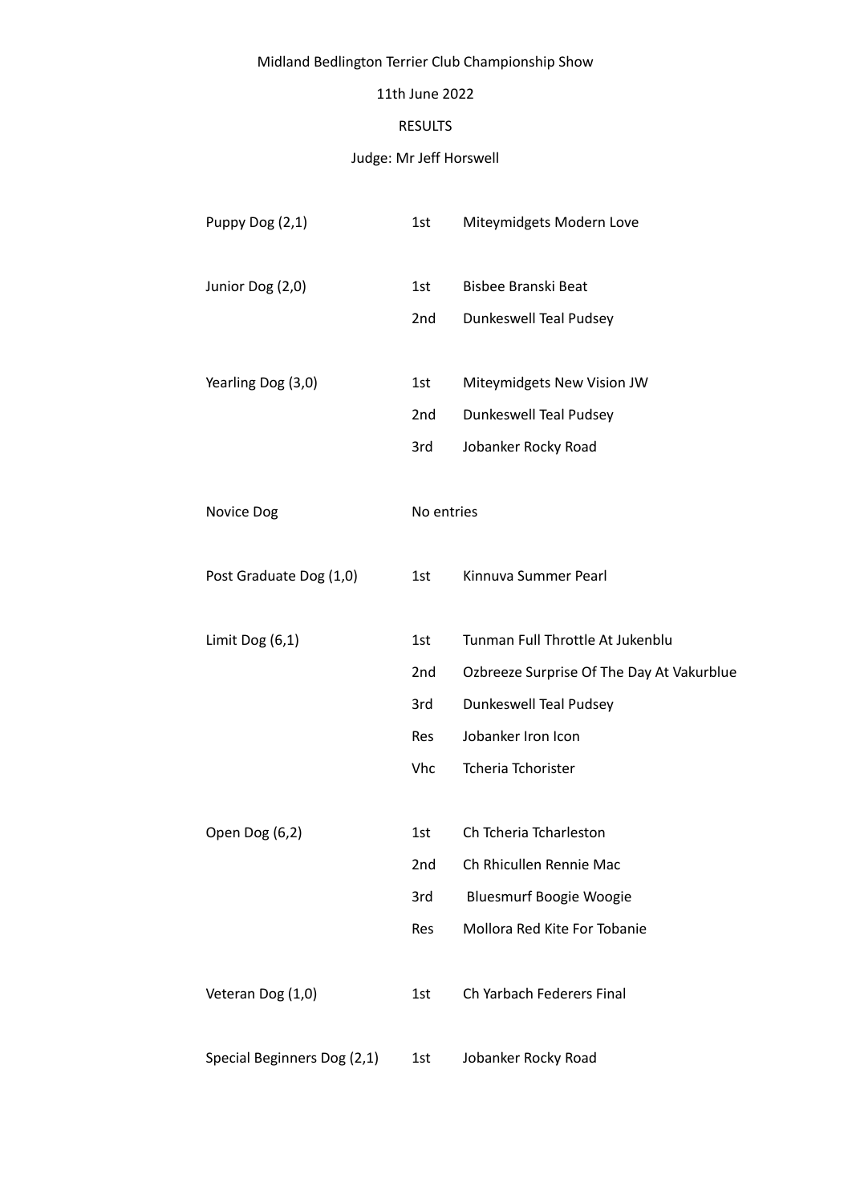# Midland Bedlington Terrier Club Championship Show

11th June 2022

RESULTS

Judge: Mr Jeff Horswell

| Class | Place | Name |
|---|---|---|
| Puppy Dog (2,1) | 1st | Miteymidgets Modern Love |
| Junior Dog (2,0) | 1st | Bisbee Branski Beat |
| | 2nd | Dunkeswell Teal Pudsey |
| Yearling Dog (3,0) | 1st | Miteymidgets New Vision JW |
| | 2nd | Dunkeswell Teal Pudsey |
| | 3rd | Jobanker Rocky Road |
| Novice Dog | No entries | |
| Post Graduate Dog (1,0) | 1st | Kinnuva Summer Pearl |
| Limit Dog (6,1) | 1st | Tunman Full Throttle At Jukenblu |
| | 2nd | Ozbreeze Surprise Of The Day At Vakurblue |
| | 3rd | Dunkeswell Teal Pudsey |
| | Res | Jobanker Iron Icon |
| | Vhc | Tcheria Tchorister |
| Open Dog (6,2) | 1st | Ch Tcheria Tcharleston |
| | 2nd | Ch Rhicullen Rennie Mac |
| | 3rd | Bluesmurf Boogie Woogie |
| | Res | Mollora Red Kite For Tobanie |
| Veteran Dog (1,0) | 1st | Ch Yarbach Federers Final |
| Special Beginners Dog (2,1) | 1st | Jobanker Rocky Road |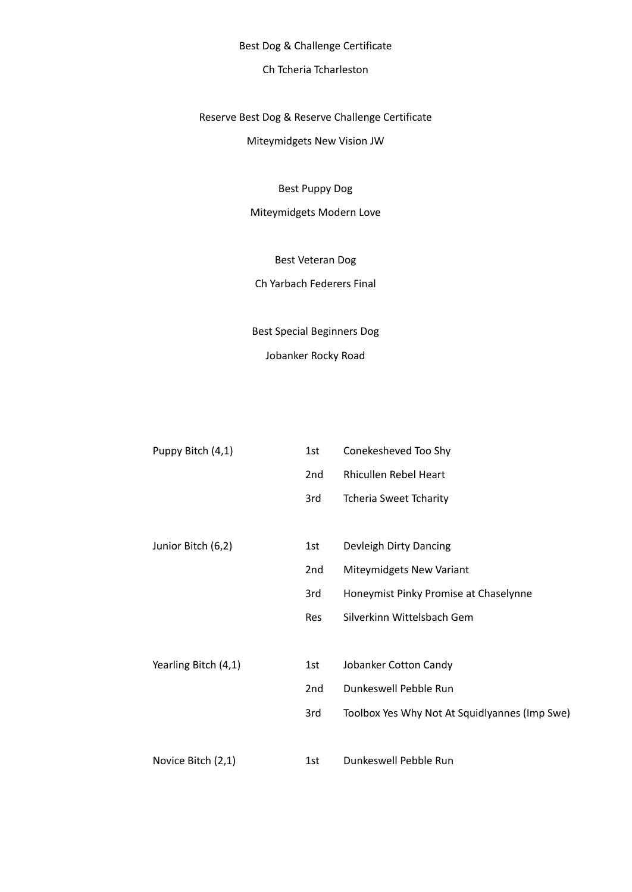Best Dog & Challenge Certificate

Ch Tcheria Tcharleston

Reserve Best Dog & Reserve Challenge Certificate

Miteymidgets New Vision JW

Best Puppy Dog

Miteymidgets Modern Love

Best Veteran Dog

Ch Yarbach Federers Final

Best Special Beginners Dog

Jobanker Rocky Road

| Class | Place | Name |
|---|---|---|
| Puppy Bitch (4,1) | 1st | Conekesheved Too Shy |
| | 2nd | Rhicullen Rebel Heart |
| | 3rd | Tcheria Sweet Tcharity |
| Junior Bitch (6,2) | 1st | Devleigh Dirty Dancing |
| | 2nd | Miteymidgets New Variant |
| | 3rd | Honeymist Pinky Promise at Chaselynne |
| | Res | Silverkinn Wittelsbach Gem |
| Yearling Bitch (4,1) | 1st | Jobanker Cotton Candy |
| | 2nd | Dunkeswell Pebble Run |
| | 3rd | Toolbox Yes Why Not At Squidlyannes (Imp Swe) |
| Novice Bitch (2,1) | 1st | Dunkeswell Pebble Run |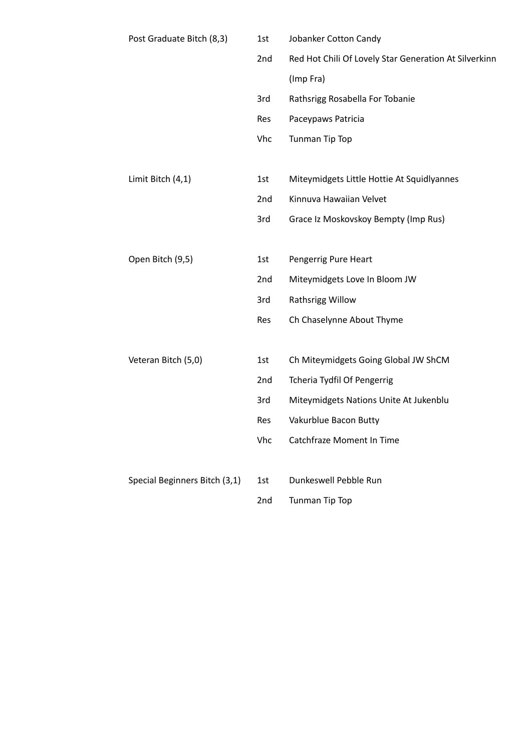| Class | Place | Dog |
| --- | --- | --- |
| Post Graduate Bitch (8,3) | 1st | Jobanker Cotton Candy |
| | 2nd | Red Hot Chili Of Lovely Star Generation At Silverkinn (Imp Fra) |
| | 3rd | Rathsrigg Rosabella For Tobanie |
| | Res | Paceypaws Patricia |
| | Vhc | Tunman Tip Top |
| Limit Bitch (4,1) | 1st | Miteymidgets Little Hottie At Squidlyannes |
| | 2nd | Kinnuva Hawaiian Velvet |
| | 3rd | Grace Iz Moskovskoy Bempty (Imp Rus) |
| Open Bitch (9,5) | 1st | Pengerrig Pure Heart |
| | 2nd | Miteymidgets Love In Bloom JW |
| | 3rd | Rathsrigg Willow |
| | Res | Ch Chaselynne About Thyme |
| Veteran Bitch (5,0) | 1st | Ch Miteymidgets Going Global JW ShCM |
| | 2nd | Tcheria Tydfil Of Pengerrig |
| | 3rd | Miteymidgets Nations Unite At Jukenblu |
| | Res | Vakurblue Bacon Butty |
| | Vhc | Catchfraze Moment In Time |
| Special Beginners Bitch (3,1) | 1st | Dunkeswell Pebble Run |
| | 2nd | Tunman Tip Top |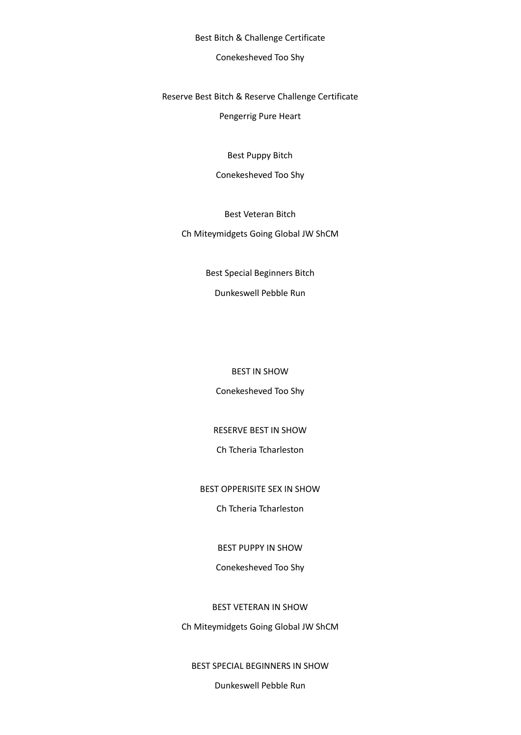Best Bitch & Challenge Certificate

Conekesheved Too Shy

Reserve Best Bitch & Reserve Challenge Certificate

Pengerrig Pure Heart

Best Puppy Bitch

Conekesheved Too Shy

Best Veteran Bitch

Ch Miteymidgets Going Global JW ShCM

Best Special Beginners Bitch

Dunkeswell Pebble Run

BEST IN SHOW

Conekesheved Too Shy

RESERVE BEST IN SHOW

Ch Tcheria Tcharleston

BEST OPPERISITE SEX IN SHOW

Ch Tcheria Tcharleston

BEST PUPPY IN SHOW

Conekesheved Too Shy

BEST VETERAN IN SHOW

Ch Miteymidgets Going Global JW ShCM

BEST SPECIAL BEGINNERS IN SHOW

Dunkeswell Pebble Run